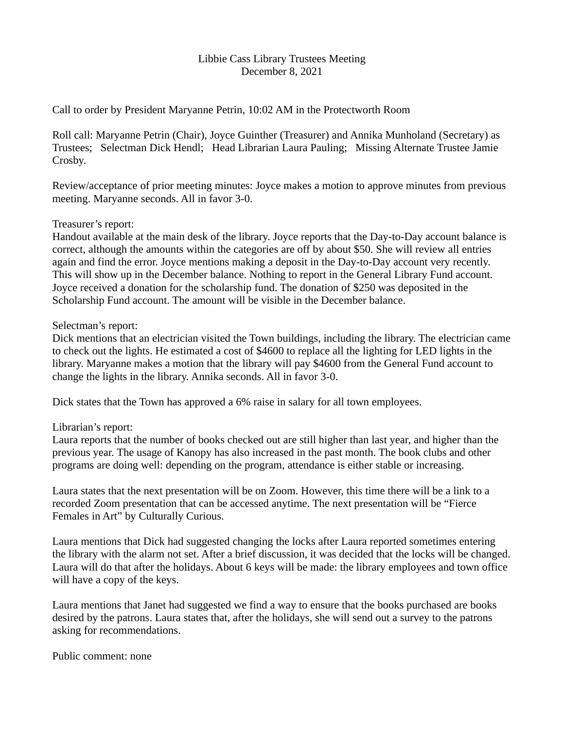# Libbie Cass Library Trustees Meeting
## December 8, 2021

Call to order by President Maryanne Petrin, 10:02 AM in the Protectworth Room

Roll call: Maryanne Petrin (Chair), Joyce Guinther (Treasurer) and Annika Munholand (Secretary) as Trustees; Selectman Dick Hendl; Head Librarian Laura Pauling; Missing Alternate Trustee Jamie Crosby.

Review/acceptance of prior meeting minutes: Joyce makes a motion to approve minutes from previous meeting. Maryanne seconds. All in favor 3-0.

Treasurer's report:
Handout available at the main desk of the library. Joyce reports that the Day-to-Day account balance is correct, although the amounts within the categories are off by about $50. She will review all entries again and find the error. Joyce mentions making a deposit in the Day-to-Day account very recently. This will show up in the December balance. Nothing to report in the General Library Fund account. Joyce received a donation for the scholarship fund. The donation of $250 was deposited in the Scholarship Fund account. The amount will be visible in the December balance.

Selectman's report:
Dick mentions that an electrician visited the Town buildings, including the library. The electrician came to check out the lights. He estimated a cost of $4600 to replace all the lighting for LED lights in the library. Maryanne makes a motion that the library will pay $4600 from the General Fund account to change the lights in the library. Annika seconds. All in favor 3-0.

Dick states that the Town has approved a 6% raise in salary for all town employees.

Librarian's report:
Laura reports that the number of books checked out are still higher than last year, and higher than the previous year. The usage of Kanopy has also increased in the past month. The book clubs and other programs are doing well: depending on the program, attendance is either stable or increasing.

Laura states that the next presentation will be on Zoom. However, this time there will be a link to a recorded Zoom presentation that can be accessed anytime. The next presentation will be "Fierce Females in Art" by Culturally Curious.

Laura mentions that Dick had suggested changing the locks after Laura reported sometimes entering the library with the alarm not set. After a brief discussion, it was decided that the locks will be changed. Laura will do that after the holidays. About 6 keys will be made: the library employees and town office will have a copy of the keys.

Laura mentions that Janet had suggested we find a way to ensure that the books purchased are books desired by the patrons. Laura states that, after the holidays, she will send out a survey to the patrons asking for recommendations.

Public comment: none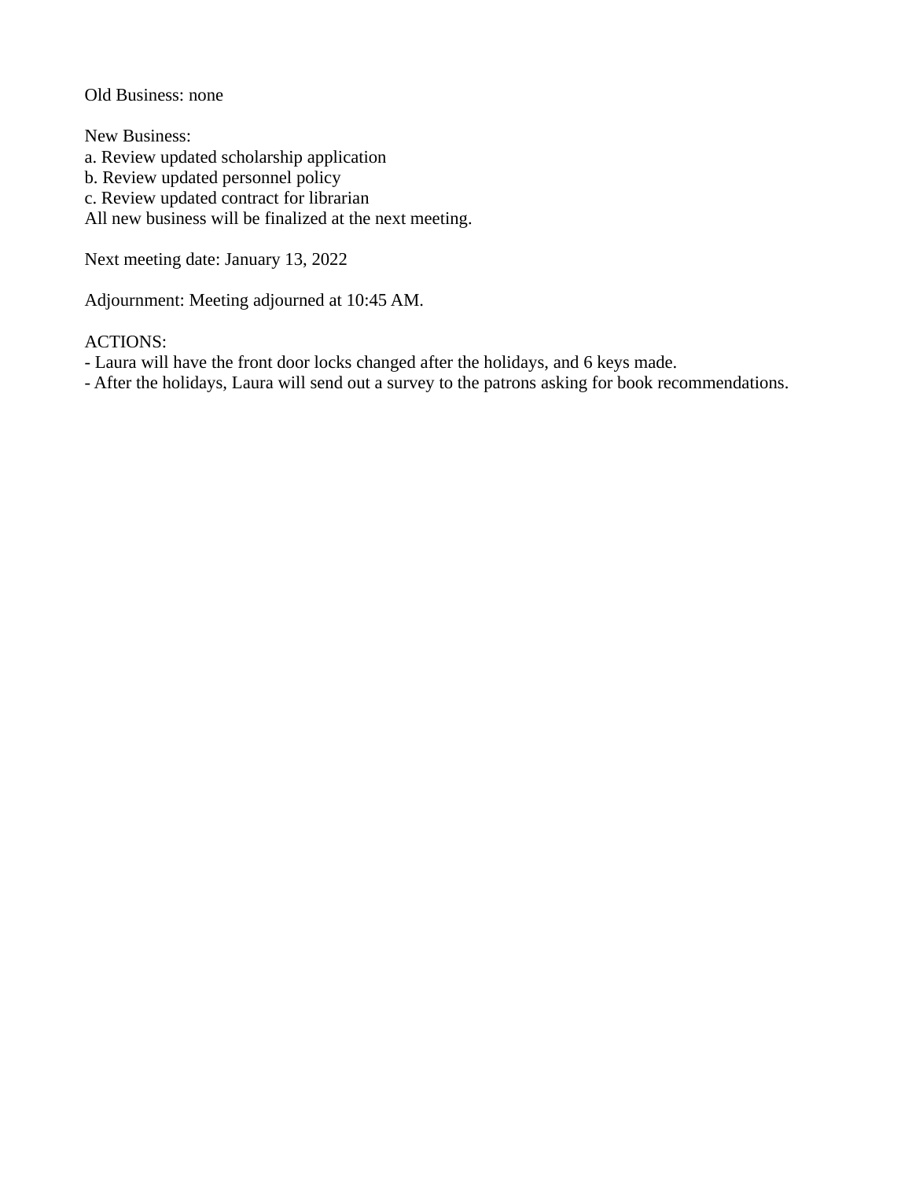Old Business: none

New Business:
a. Review updated scholarship application
b. Review updated personnel policy
c. Review updated contract for librarian
All new business will be finalized at the next meeting.

Next meeting date: January 13, 2022

Adjournment: Meeting adjourned at 10:45 AM.

ACTIONS:
- Laura will have the front door locks changed after the holidays, and 6 keys made.
- After the holidays, Laura will send out a survey to the patrons asking for book recommendations.